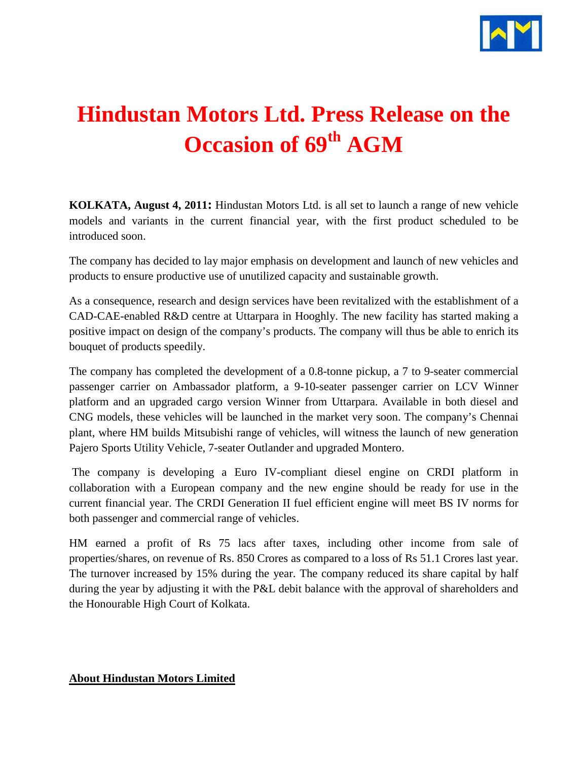# Hindustan Motors Ltd. Press Release on the Occasion of 69th AGM

**KOLKATA, August 4, 2011:** Hindustan Motors Ltd. is all set to launch a range of new vehicle models and variants in the current financial year, with the first product scheduled to be introduced soon.

The company has decided to lay major emphasis on development and launch of new vehicles and products to ensure productive use of unutilized capacity and sustainable growth.

As a consequence, research and design services have been revitalized with the establishment of a CAD-CAE-enabled R&D centre at Uttarpara in Hooghly. The new facility has started making a positive impact on design of the company's products. The company will thus be able to enrich its bouquet of products speedily.

The company has completed the development of a 0.8-tonne pickup, a 7 to 9-seater commercial passenger carrier on Ambassador platform, a 9-10-seater passenger carrier on LCV Winner platform and an upgraded cargo version Winner from Uttarpara. Available in both diesel and CNG models, these vehicles will be launched in the market very soon. The company's Chennai plant, where HM builds Mitsubishi range of vehicles, will witness the launch of new generation Pajero Sports Utility Vehicle, 7-seater Outlander and upgraded Montero.

The company is developing a Euro IV-compliant diesel engine on CRDI platform in collaboration with a European company and the new engine should be ready for use in the current financial year. The CRDI Generation II fuel efficient engine will meet BS IV norms for both passenger and commercial range of vehicles.

HM earned a profit of Rs 75 lacs after taxes, including other income from sale of properties/shares, on revenue of Rs. 850 Crores as compared to a loss of Rs 51.1 Crores last year. The turnover increased by 15% during the year. The company reduced its share capital by half during the year by adjusting it with the P&L debit balance with the approval of shareholders and the Honourable High Court of Kolkata.

**About Hindustan Motors Limited**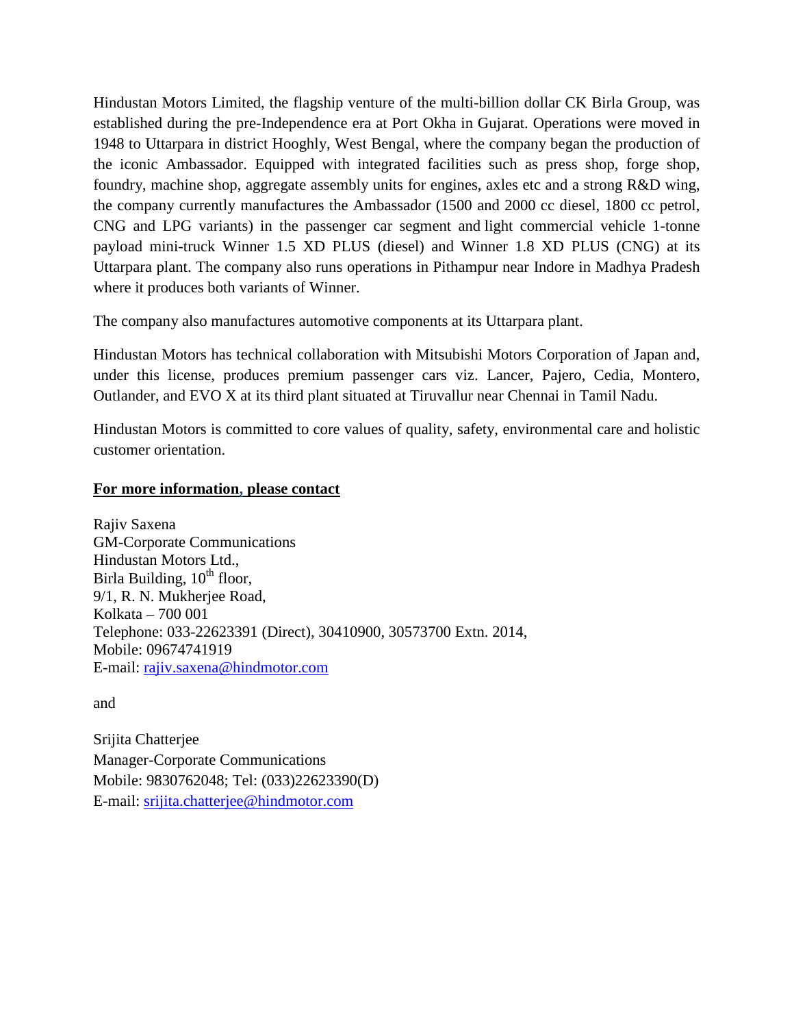Hindustan Motors Limited, the flagship venture of the multi-billion dollar CK Birla Group, was established during the pre-Independence era at Port Okha in Gujarat. Operations were moved in 1948 to Uttarpara in district Hooghly, West Bengal, where the company began the production of the iconic Ambassador. Equipped with integrated facilities such as press shop, forge shop, foundry, machine shop, aggregate assembly units for engines, axles etc and a strong R&D wing, the company currently manufactures the Ambassador (1500 and 2000 cc diesel, 1800 cc petrol, CNG and LPG variants) in the passenger car segment and light commercial vehicle 1-tonne payload mini-truck Winner 1.5 XD PLUS (diesel) and Winner 1.8 XD PLUS (CNG) at its Uttarpara plant. The company also runs operations in Pithampur near Indore in Madhya Pradesh where it produces both variants of Winner.

The company also manufactures automotive components at its Uttarpara plant.

Hindustan Motors has technical collaboration with Mitsubishi Motors Corporation of Japan and, under this license, produces premium passenger cars viz. Lancer, Pajero, Cedia, Montero, Outlander, and EVO X at its third plant situated at Tiruvallur near Chennai in Tamil Nadu.

Hindustan Motors is committed to core values of quality, safety, environmental care and holistic customer orientation.

**For more information, please contact**

Rajiv Saxena
GM-Corporate Communications
Hindustan Motors Ltd.,
Birla Building, 10th floor,
9/1, R. N. Mukherjee Road,
Kolkata – 700 001
Telephone: 033-22623391 (Direct), 30410900, 30573700 Extn. 2014,
Mobile: 09674741919
E-mail: rajiv.saxena@hindmotor.com

and

Srijita Chatterjee
Manager-Corporate Communications
Mobile: 9830762048; Tel: (033)22623390(D)
E-mail: srijita.chatterjee@hindmotor.com